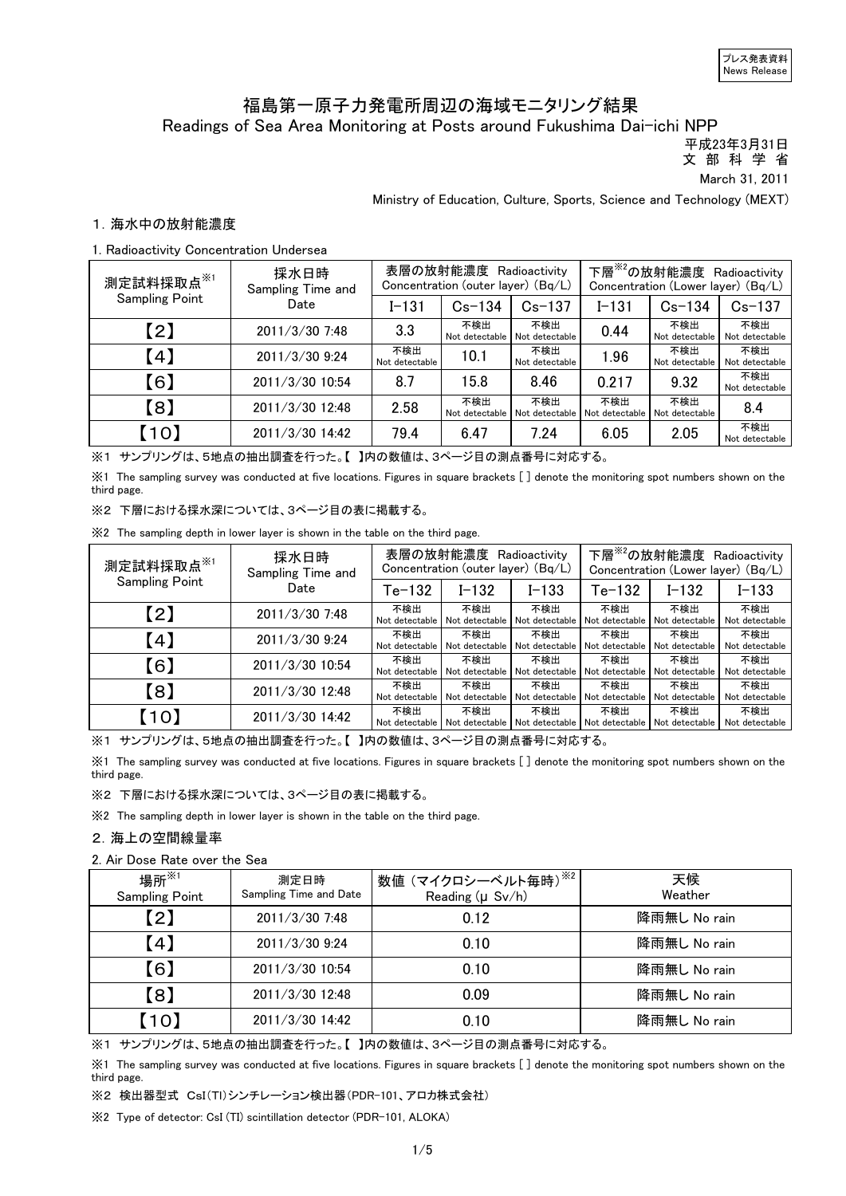プレス発表資料
News Release

# 福島第一原子力発電所周辺の海域モニタリング結果

Readings of Sea Area Monitoring at Posts around Fukushima Dai-ichi NPP

平成23年3月31日
文 部 科 学 省
March 31, 2011

Ministry of Education, Culture, Sports, Science and Technology (MEXT)

## 1. 海水中の放射能濃度

1. Radioactivity Concentration Undersea

| 測定試料採取点※1 Sampling Point | 採水日時 Sampling Time and Date | 表層の放射能濃度 Radioactivity Concentration (outer layer) (Bq/L) | | | 下層※2の放射能濃度 Radioactivity Concentration (Lower layer) (Bq/L) | | |
|---|---|---|---|---|---|---|---|
| | | I-131 | Cs-134 | Cs-137 | I-131 | Cs-134 | Cs-137 |
| 【2】 | 2011/3/30 7:48 | 3.3 | 不検出 Not detectable | 不検出 Not detectable | 0.44 | 不検出 Not detectable | 不検出 Not detectable |
| 【4】 | 2011/3/30 9:24 | 不検出 Not detectable | 10.1 | 不検出 Not detectable | 1.96 | 不検出 Not detectable | 不検出 Not detectable |
| 【6】 | 2011/3/30 10:54 | 8.7 | 15.8 | 8.46 | 0.217 | 9.32 | 不検出 Not detectable |
| 【8】 | 2011/3/30 12:48 | 2.58 | 不検出 Not detectable | 不検出 Not detectable | 不検出 Not detectable | 不検出 Not detectable | 8.4 |
| 【10】 | 2011/3/30 14:42 | 79.4 | 6.47 | 7.24 | 6.05 | 2.05 | 不検出 Not detectable |

※1 サンプリングは、5地点の抽出調査を行った。【 】内の数値は、3ページ目の測点番号に対応する。

※1 The sampling survey was conducted at five locations. Figures in square brackets [ ] denote the monitoring spot numbers shown on the third page.

※2 下層における採水深については、3ページ目の表に掲載する。

※2 The sampling depth in lower layer is shown in the table on the third page.

| 測定試料採取点※1 Sampling Point | 採水日時 Sampling Time and Date | 表層の放射能濃度 Radioactivity Concentration (outer layer) (Bq/L) | | | 下層※2の放射能濃度 Radioactivity Concentration (Lower layer) (Bq/L) | | |
|---|---|---|---|---|---|---|---|
| | | Te-132 | I-132 | I-133 | Te-132 | I-132 | I-133 |
| 【2】 | 2011/3/30 7:48 | 不検出 Not detectable | 不検出 Not detectable | 不検出 Not detectable | 不検出 Not detectable | 不検出 Not detectable | 不検出 Not detectable |
| 【4】 | 2011/3/30 9:24 | 不検出 Not detectable | 不検出 Not detectable | 不検出 Not detectable | 不検出 Not detectable | 不検出 Not detectable | 不検出 Not detectable |
| 【6】 | 2011/3/30 10:54 | 不検出 Not detectable | 不検出 Not detectable | 不検出 Not detectable | 不検出 Not detectable | 不検出 Not detectable | 不検出 Not detectable |
| 【8】 | 2011/3/30 12:48 | 不検出 Not detectable | 不検出 Not detectable | 不検出 Not detectable | 不検出 Not detectable | 不検出 Not detectable | 不検出 Not detectable |
| 【10】 | 2011/3/30 14:42 | 不検出 Not detectable | 不検出 Not detectable | 不検出 Not detectable | 不検出 Not detectable | 不検出 Not detectable | 不検出 Not detectable |

※1 サンプリングは、5地点の抽出調査を行った。【 】内の数値は、3ページ目の測点番号に対応する。

※1 The sampling survey was conducted at five locations. Figures in square brackets [ ] denote the monitoring spot numbers shown on the third page.

※2 下層における採水深については、3ページ目の表に掲載する。

※2 The sampling depth in lower layer is shown in the table on the third page.

## 2. 海上の空間線量率

2. Air Dose Rate over the Sea

| 場所※1 Sampling Point | 測定日時 Sampling Time and Date | 数値（マイクロシーベルト毎時）※2 Reading (μ Sv/h) | 天候 Weather |
|---|---|---|---|
| 【2】 | 2011/3/30 7:48 | 0.12 | 降雨無し No rain |
| 【4】 | 2011/3/30 9:24 | 0.10 | 降雨無し No rain |
| 【6】 | 2011/3/30 10:54 | 0.10 | 降雨無し No rain |
| 【8】 | 2011/3/30 12:48 | 0.09 | 降雨無し No rain |
| 【10】 | 2011/3/30 14:42 | 0.10 | 降雨無し No rain |

※1 サンプリングは、5地点の抽出調査を行った。【 】内の数値は、3ページ目の測点番号に対応する。

※1 The sampling survey was conducted at five locations. Figures in square brackets [ ] denote the monitoring spot numbers shown on the third page.

※2 検出器型式 CsI(Tl)シンチレーション検出器(PDR-101、アロカ株式会社)

※2 Type of detector: CsI (Tl) scintillation detector (PDR-101, ALOKA)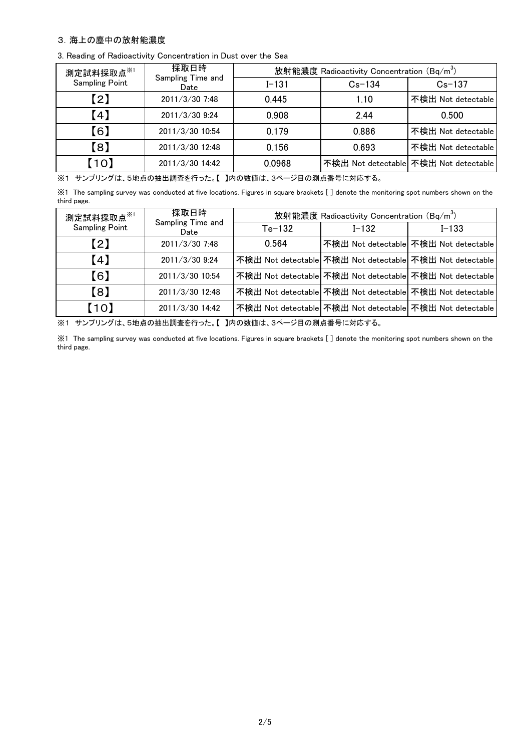## 3. 海上の塵中の放射能濃度

3. Reading of Radioactivity Concentration in Dust over the Sea

| 測定試料採取点※1 Sampling Point | 採取日時 Sampling Time and Date | 放射能濃度 Radioactivity Concentration ($Bq/m^3$) | | |
|---|---|---|---|---|
| | | I-131 | Cs-134 | Cs-137 |
| 【2】 | 2011/3/30 7:48 | 0.445 | 1.10 | 不検出 Not detectable |
| 【4】 | 2011/3/30 9:24 | 0.908 | 2.44 | 0.500 |
| 【6】 | 2011/3/30 10:54 | 0.179 | 0.886 | 不検出 Not detectable |
| 【8】 | 2011/3/30 12:48 | 0.156 | 0.693 | 不検出 Not detectable |
| 【10】 | 2011/3/30 14:42 | 0.0968 | 不検出 Not detectable | 不検出 Not detectable |

※1 サンプリングは、5地点の抽出調査を行った。【 】内の数値は、3ページ目の測点番号に対応する。

※1 The sampling survey was conducted at five locations. Figures in square brackets [ ] denote the monitoring spot numbers shown on the third page.

| 測定試料採取点※1 Sampling Point | 採取日時 Sampling Time and Date | 放射能濃度 Radioactivity Concentration ($Bq/m^3$) | | |
|---|---|---|---|---|
| | | Te-132 | I-132 | I-133 |
| 【2】 | 2011/3/30 7:48 | 0.564 | 不検出 Not detectable | 不検出 Not detectable |
| 【4】 | 2011/3/30 9:24 | 不検出 Not detectable | 不検出 Not detectable | 不検出 Not detectable |
| 【6】 | 2011/3/30 10:54 | 不検出 Not detectable | 不検出 Not detectable | 不検出 Not detectable |
| 【8】 | 2011/3/30 12:48 | 不検出 Not detectable | 不検出 Not detectable | 不検出 Not detectable |
| 【10】 | 2011/3/30 14:42 | 不検出 Not detectable | 不検出 Not detectable | 不検出 Not detectable |

※1 サンプリングは、5地点の抽出調査を行った。【 】内の数値は、3ページ目の測点番号に対応する。

※1 The sampling survey was conducted at five locations. Figures in square brackets [ ] denote the monitoring spot numbers shown on the third page.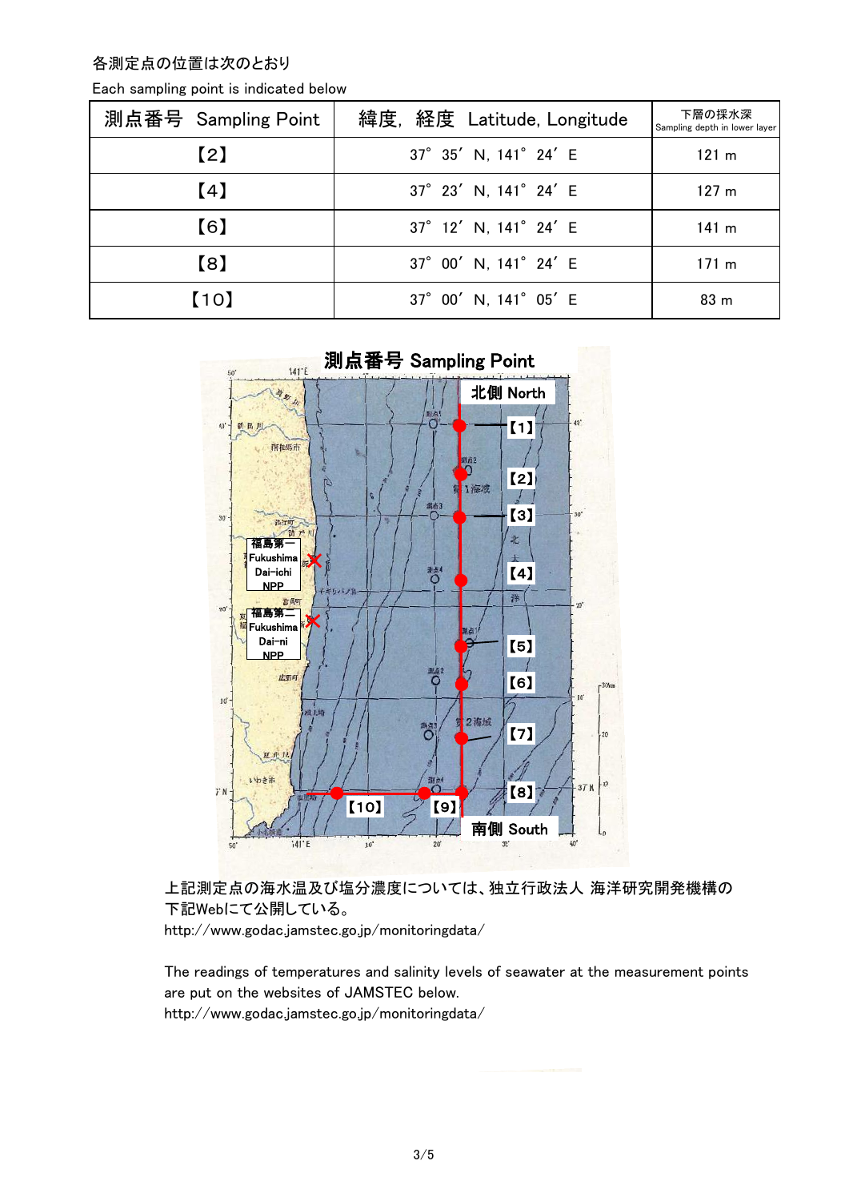各測定点の位置は次のとおり

Each sampling point is indicated below

| 測点番号 Sampling Point | 緯度, 経度 Latitude, Longitude | 下層の採水深 Sampling depth in lower layer |
|---|---|---|
| 【2】 | 37° 35′ N, 141° 24′ E | 121 m |
| 【4】 | 37° 23′ N, 141° 24′ E | 127 m |
| 【6】 | 37° 12′ N, 141° 24′ E | 141 m |
| 【8】 | 37° 00′ N, 141° 24′ E | 171 m |
| 【10】 | 37° 00′ N, 141° 05′ E | 83 m |

**測点番号 Sampling Point**

北側 North

【1】 【2】 【3】 【4】 【5】 【6】 【7】 【8】 【9】 【10】

福島第一 Fukushima Dai-ichi NPP

福島第二 Fukushima Dai-ni NPP

南側 South

上記測定点の海水温及び塩分濃度については、独立行政法人 海洋研究開発機構の下記Webにて公開している。

http://www.godac.jamstec.go.jp/monitoringdata/

The readings of temperatures and salinity levels of seawater at the measurement points are put on the websites of JAMSTEC below.

http://www.godac.jamstec.go.jp/monitoringdata/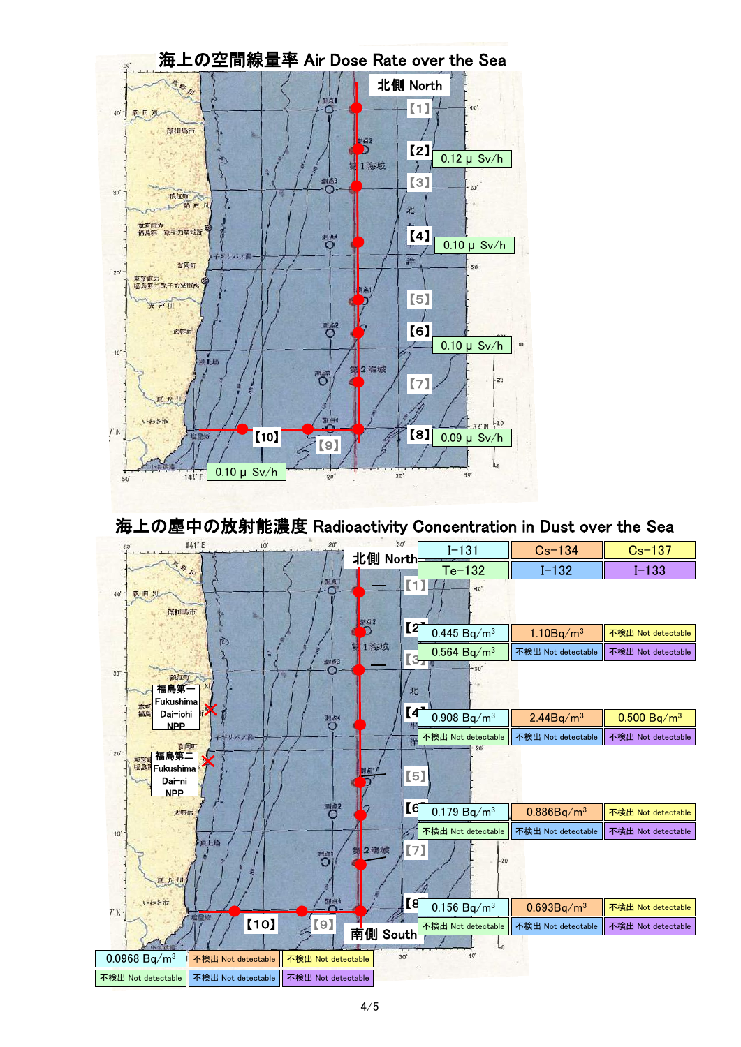# 海上の空間線量率 Air Dose Rate over the Sea

北側 North

| Point | Air Dose Rate |
|---|---|
| 【1】 | |
| 【2】 | 0.12 μ Sv/h |
| 【3】 | |
| 【4】 | 0.10 μ Sv/h |
| 【5】 | |
| 【6】 | 0.10 μ Sv/h |
| 【7】 | |
| 【8】 | 0.09 μ Sv/h |
| 【9】 | |
| 【10】 | 0.10 μ Sv/h |

# 海上の塵中の放射能濃度 Radioactivity Concentration in Dust over the Sea

北側 North / 南側 South

福島第一 Fukushima Dai-ichi NPP

福島第二 Fukushima Dai-ni NPP

| Point | I-131 | Cs-134 | Cs-137 | Te-132 | I-132 | I-133 |
|---|---|---|---|---|---|---|
| 【1】 | — | | | | | |
| 【2】 | 0.445 Bq/m³ | 1.10Bq/m³ | 不検出 Not detectable | 0.564 Bq/m³ | 不検出 Not detectable | 不検出 Not detectable |
| 【3】 | — | | | | | |
| 【4】 | 0.908 Bq/m³ | 2.44Bq/m³ | 0.500 Bq/m³ | 不検出 Not detectable | 不検出 Not detectable | 不検出 Not detectable |
| 【5】 | — | | | | | |
| 【6】 | 0.179 Bq/m³ | 0.886Bq/m³ | 不検出 Not detectable | 不検出 Not detectable | 不検出 Not detectable | 不検出 Not detectable |
| 【7】 | — | | | | | |
| 【8】 | 0.156 Bq/m³ | 0.693Bq/m³ | 不検出 Not detectable | 不検出 Not detectable | 不検出 Not detectable | 不検出 Not detectable |
| 【9】 | | | | | | |
| 【10】 | 0.0968 Bq/m³ | 不検出 Not detectable | 不検出 Not detectable | 不検出 Not detectable | 不検出 Not detectable | 不検出 Not detectable |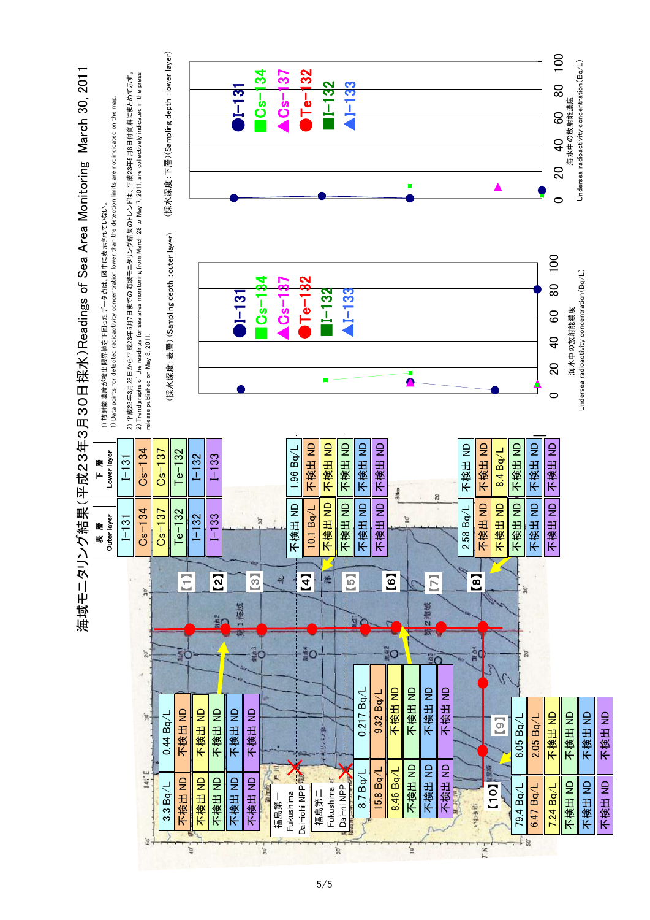# 海域モニタリング結果（平成２３年３月３０日採水）Readings of Sea Area Monitoring March 30, 2011

1) 放射能濃度が検出限界値を下回ったデータ点は、図中に表示されていない。
1) Data points for detected radioactivity concentration lower than the detection limits are not indicated on the map.

2) 平成23年3月28日から平成23年5月7日までの海域モニタリング結果のトレンドは、平成23年5月8日付資料にまとめて示す。
2) Trend graphs of the readings for sea area monitoring from March 28 to May 7, 2011, are collectively indicated in the press release published on May 8, 2011.

| 表層 Outer layer | 下層 Lower layer |
|---|---|
| I−131 | I−131 |
| Cs−134 | Cs−134 |
| Cs−137 | Cs−137 |
| Te−132 | Te−132 |
| I−132 | I−132 |
| I−133 | I−133 |

| Nuclide | 【1】 Outer layer | 【1】 Lower layer | 【4】 Outer layer | 【4】 Lower layer | 【8】 Outer layer | 【8】 Lower layer |
|---|---|---|---|---|---|---|
| I−131 | 3.3 Bq/L | 0.44 Bq/L | 不検出 ND | 1.96 Bq/L | 2.58 Bq/L | 不検出 ND |
| Cs−134 | 不検出 ND | 不検出 ND | 10.1 Bq/L | 不検出 ND | 不検出 ND | 不検出 ND |
| Cs−137 | 不検出 ND | 不検出 ND | 不検出 ND | 不検出 ND | 不検出 ND | 8.4 Bq/L |
| Te−132 | 不検出 ND | 不検出 ND | 不検出 ND | 不検出 ND | 不検出 ND | 不検出 ND |
| I−132 | 不検出 ND | 不検出 ND | 不検出 ND | 不検出 ND | 不検出 ND | 不検出 ND |
| I−133 | 不検出 ND | 不検出 ND | 不検出 ND | 不検出 ND | 不検出 ND | 不検出 ND |

| Nuclide | 【6】 Outer layer | 【6】 Lower layer | 【9】 Outer layer | 【9】 Lower layer |
|---|---|---|---|---|
| I−131 | 8.7 Bq/L | 0.217 Bq/L | 79.4 Bq/L | 6.05 Bq/L |
| Cs−134 | 15.8 Bq/L | 9.32 Bq/L | 6.47 Bq/L | 2.05 Bq/L |
| Cs−137 | 8.46 Bq/L | 不検出 ND | 7.24 Bq/L | 不検出 ND |
| Te−132 | 不検出 ND | 不検出 ND | 不検出 ND | 不検出 ND |
| I−132 | 不検出 ND | 不検出 ND | 不検出 ND | 不検出 ND |
| I−133 | 不検出 ND | 不検出 ND | 不検出 ND | 不検出 ND |

【1】 【2】 【3】 【4】 【5】 【6】 【7】 【8】 【9】 【10】

福島第一 Fukushima Dai-ichi NPP

福島第二 Fukushima Dai-ni NPP

（採水深度：表層）(Sampling depth : outer layer)

I−131
Cs−134
Cs−137
Te−132
I−132
I−133

0 20 40 60 80 100

海水中の放射能濃度
Undersea radioactivity concentration (Bq/L)

（採水深度：下層）(Sampling depth : lower layer)

I−131
Cs−134
Cs−137
Te−132
I−132
I−133

0 20 40 60 80 100

海水中の放射能濃度
Undersea radioactivity concentration (Bq/L)